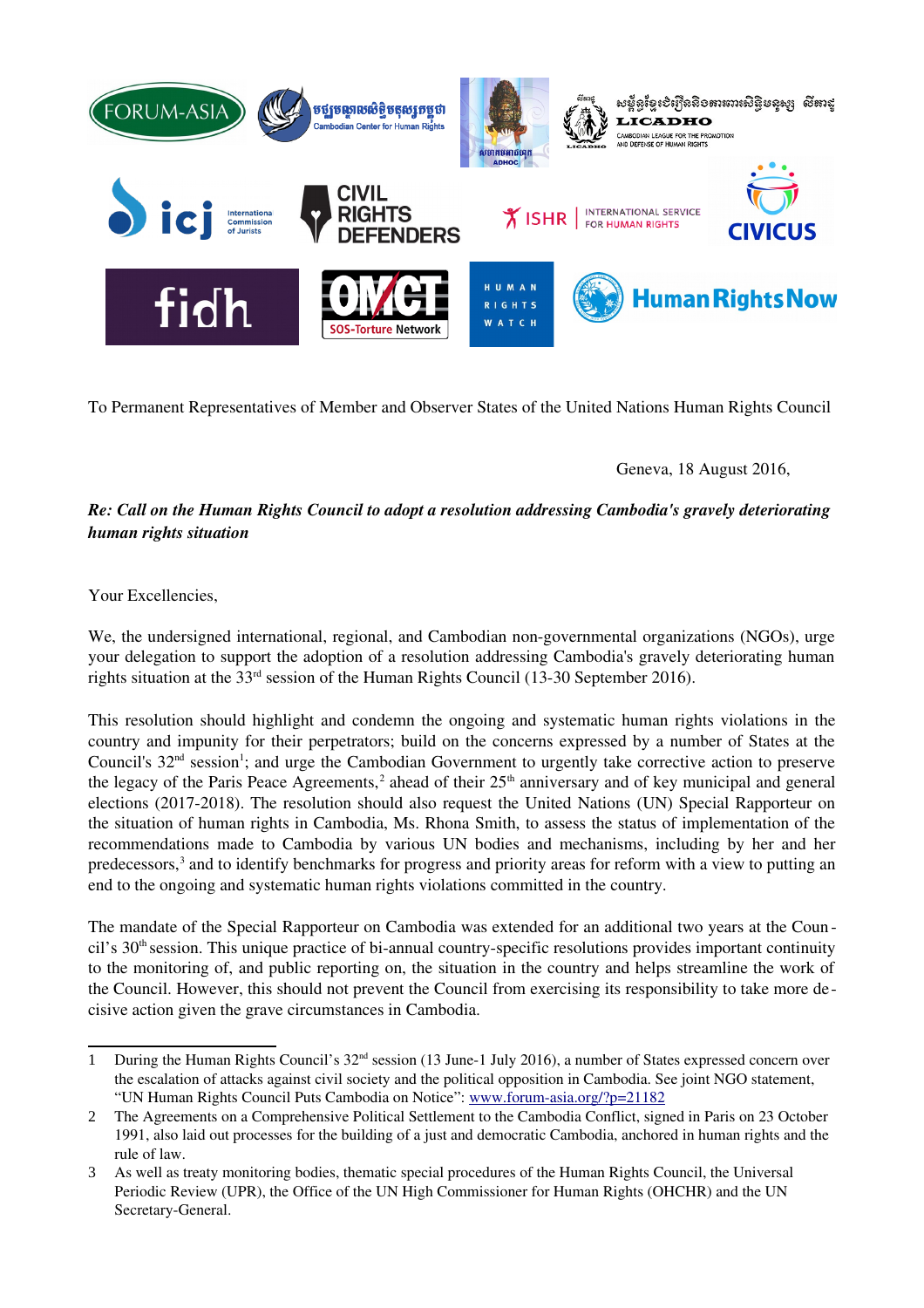To Permanent Representatives of Member and Observer States of the United Nations Human Rights Council

Geneva, 18 August 2016,

***Re: Call on the Human Rights Council to adopt a resolution addressing Cambodia's gravely deteriorating human rights situation***

Your Excellencies,

We, the undersigned international, regional, and Cambodian non-governmental organizations (NGOs), urge your delegation to support the adoption of a resolution addressing Cambodia's gravely deteriorating human rights situation at the 33rd session of the Human Rights Council (13-30 September 2016).

This resolution should highlight and condemn the ongoing and systematic human rights violations in the country and impunity for their perpetrators; build on the concerns expressed by a number of States at the Council's 32nd session[1]; and urge the Cambodian Government to urgently take corrective action to preserve the legacy of the Paris Peace Agreements,[2] ahead of their 25th anniversary and of key municipal and general elections (2017-2018). The resolution should also request the United Nations (UN) Special Rapporteur on the situation of human rights in Cambodia, Ms. Rhona Smith, to assess the status of implementation of the recommendations made to Cambodia by various UN bodies and mechanisms, including by her and her predecessors,[3] and to identify benchmarks for progress and priority areas for reform with a view to putting an end to the ongoing and systematic human rights violations committed in the country.

The mandate of the Special Rapporteur on Cambodia was extended for an additional two years at the Council's 30th session. This unique practice of bi-annual country-specific resolutions provides important continuity to the monitoring of, and public reporting on, the situation in the country and helps streamline the work of the Council. However, this should not prevent the Council from exercising its responsibility to take more decisive action given the grave circumstances in Cambodia.

---

1 During the Human Rights Council's 32nd session (13 June-1 July 2016), a number of States expressed concern over the escalation of attacks against civil society and the political opposition in Cambodia. See joint NGO statement, "UN Human Rights Council Puts Cambodia on Notice": www.forum-asia.org/?p=21182

2 The Agreements on a Comprehensive Political Settlement to the Cambodia Conflict, signed in Paris on 23 October 1991, also laid out processes for the building of a just and democratic Cambodia, anchored in human rights and the rule of law.

3 As well as treaty monitoring bodies, thematic special procedures of the Human Rights Council, the Universal Periodic Review (UPR), the Office of the UN High Commissioner for Human Rights (OHCHR) and the UN Secretary-General.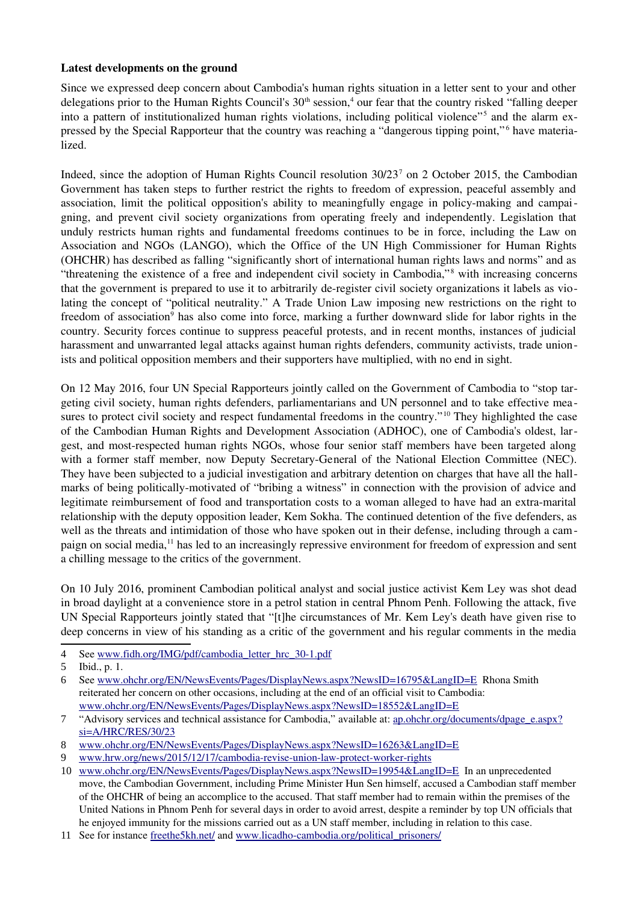**Latest developments on the ground**

Since we expressed deep concern about Cambodia's human rights situation in a letter sent to your and other delegations prior to the Human Rights Council's 30th session,[4] our fear that the country risked "falling deeper into a pattern of institutionalized human rights violations, including political violence"[5] and the alarm expressed by the Special Rapporteur that the country was reaching a "dangerous tipping point,"[6] have materialized.

Indeed, since the adoption of Human Rights Council resolution 30/23[7] on 2 October 2015, the Cambodian Government has taken steps to further restrict the rights to freedom of expression, peaceful assembly and association, limit the political opposition's ability to meaningfully engage in policy-making and campaigning, and prevent civil society organizations from operating freely and independently. Legislation that unduly restricts human rights and fundamental freedoms continues to be in force, including the Law on Association and NGOs (LANGO), which the Office of the UN High Commissioner for Human Rights (OHCHR) has described as falling "significantly short of international human rights laws and norms" and as "threatening the existence of a free and independent civil society in Cambodia,"[8] with increasing concerns that the government is prepared to use it to arbitrarily de-register civil society organizations it labels as violating the concept of "political neutrality." A Trade Union Law imposing new restrictions on the right to freedom of association[9] has also come into force, marking a further downward slide for labor rights in the country. Security forces continue to suppress peaceful protests, and in recent months, instances of judicial harassment and unwarranted legal attacks against human rights defenders, community activists, trade unionists and political opposition members and their supporters have multiplied, with no end in sight.

On 12 May 2016, four UN Special Rapporteurs jointly called on the Government of Cambodia to "stop targeting civil society, human rights defenders, parliamentarians and UN personnel and to take effective measures to protect civil society and respect fundamental freedoms in the country."[10] They highlighted the case of the Cambodian Human Rights and Development Association (ADHOC), one of Cambodia's oldest, largest, and most-respected human rights NGOs, whose four senior staff members have been targeted along with a former staff member, now Deputy Secretary-General of the National Election Committee (NEC). They have been subjected to a judicial investigation and arbitrary detention on charges that have all the hallmarks of being politically-motivated of "bribing a witness" in connection with the provision of advice and legitimate reimbursement of food and transportation costs to a woman alleged to have had an extra-marital relationship with the deputy opposition leader, Kem Sokha. The continued detention of the five defenders, as well as the threats and intimidation of those who have spoken out in their defense, including through a campaign on social media,[11] has led to an increasingly repressive environment for freedom of expression and sent a chilling message to the critics of the government.

On 10 July 2016, prominent Cambodian political analyst and social justice activist Kem Ley was shot dead in broad daylight at a convenience store in a petrol station in central Phnom Penh. Following the attack, five UN Special Rapporteurs jointly stated that "[t]he circumstances of Mr. Kem Ley's death have given rise to deep concerns in view of his standing as a critic of the government and his regular comments in the media

---

4 See www.fidh.org/IMG/pdf/cambodia_letter_hrc_30-1.pdf

5 Ibid., p. 1.

6 See www.ohchr.org/EN/NewsEvents/Pages/DisplayNews.aspx?NewsID=16795&LangID=E Rhona Smith reiterated her concern on other occasions, including at the end of an official visit to Cambodia: www.ohchr.org/EN/NewsEvents/Pages/DisplayNews.aspx?NewsID=18552&LangID=E

7 "Advisory services and technical assistance for Cambodia," available at: ap.ohchr.org/documents/dpage_e.aspx?si=A/HRC/RES/30/23

8 www.ohchr.org/EN/NewsEvents/Pages/DisplayNews.aspx?NewsID=16263&LangID=E

9 www.hrw.org/news/2015/12/17/cambodia-revise-union-law-protect-worker-rights

10 www.ohchr.org/EN/NewsEvents/Pages/DisplayNews.aspx?NewsID=19954&LangID=E In an unprecedented move, the Cambodian Government, including Prime Minister Hun Sen himself, accused a Cambodian staff member of the OHCHR of being an accomplice to the accused. That staff member had to remain within the premises of the United Nations in Phnom Penh for several days in order to avoid arrest, despite a reminder by top UN officials that he enjoyed immunity for the missions carried out as a UN staff member, including in relation to this case.

11 See for instance freethe5kh.net/ and www.licadho-cambodia.org/political_prisoners/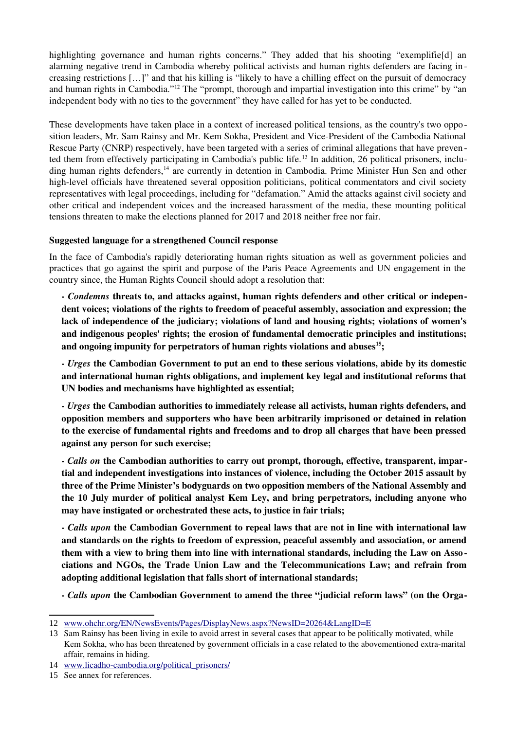highlighting governance and human rights concerns." They added that his shooting "exemplifie[d] an alarming negative trend in Cambodia whereby political activists and human rights defenders are facing increasing restrictions […]" and that his killing is "likely to have a chilling effect on the pursuit of democracy and human rights in Cambodia."[12] The "prompt, thorough and impartial investigation into this crime" by "an independent body with no ties to the government" they have called for has yet to be conducted.

These developments have taken place in a context of increased political tensions, as the country's two opposition leaders, Mr. Sam Rainsy and Mr. Kem Sokha, President and Vice-President of the Cambodia National Rescue Party (CNRP) respectively, have been targeted with a series of criminal allegations that have prevented them from effectively participating in Cambodia's public life.[13] In addition, 26 political prisoners, including human rights defenders,[14] are currently in detention in Cambodia. Prime Minister Hun Sen and other high-level officials have threatened several opposition politicians, political commentators and civil society representatives with legal proceedings, including for "defamation." Amid the attacks against civil society and other critical and independent voices and the increased harassment of the media, these mounting political tensions threaten to make the elections planned for 2017 and 2018 neither free nor fair.

**Suggested language for a strengthened Council response**

In the face of Cambodia's rapidly deteriorating human rights situation as well as government policies and practices that go against the spirit and purpose of the Paris Peace Agreements and UN engagement in the country since, the Human Rights Council should adopt a resolution that:

**- *Condemns* threats to, and attacks against, human rights defenders and other critical or independent voices; violations of the rights to freedom of peaceful assembly, association and expression; the lack of independence of the judiciary; violations of land and housing rights; violations of women's and indigenous peoples' rights; the erosion of fundamental democratic principles and institutions; and ongoing impunity for perpetrators of human rights violations and abuses[15];**

**- *Urges* the Cambodian Government to put an end to these serious violations, abide by its domestic and international human rights obligations, and implement key legal and institutional reforms that UN bodies and mechanisms have highlighted as essential;**

**- *Urges* the Cambodian authorities to immediately release all activists, human rights defenders, and opposition members and supporters who have been arbitrarily imprisoned or detained in relation to the exercise of fundamental rights and freedoms and to drop all charges that have been pressed against any person for such exercise;**

**- *Calls on* the Cambodian authorities to carry out prompt, thorough, effective, transparent, impartial and independent investigations into instances of violence, including the October 2015 assault by three of the Prime Minister's bodyguards on two opposition members of the National Assembly and the 10 July murder of political analyst Kem Ley, and bring perpetrators, including anyone who may have instigated or orchestrated these acts, to justice in fair trials;**

**- *Calls upon* the Cambodian Government to repeal laws that are not in line with international law and standards on the rights to freedom of expression, peaceful assembly and association, or amend them with a view to bring them into line with international standards, including the Law on Associations and NGOs, the Trade Union Law and the Telecommunications Law; and refrain from adopting additional legislation that falls short of international standards;**

**- *Calls upon* the Cambodian Government to amend the three "judicial reform laws" (on the Orga-**

---

12 www.ohchr.org/EN/NewsEvents/Pages/DisplayNews.aspx?NewsID=20264&LangID=E

13 Sam Rainsy has been living in exile to avoid arrest in several cases that appear to be politically motivated, while Kem Sokha, who has been threatened by government officials in a case related to the abovementioned extra-marital affair, remains in hiding.

14 www.licadho-cambodia.org/political_prisoners/

15 See annex for references.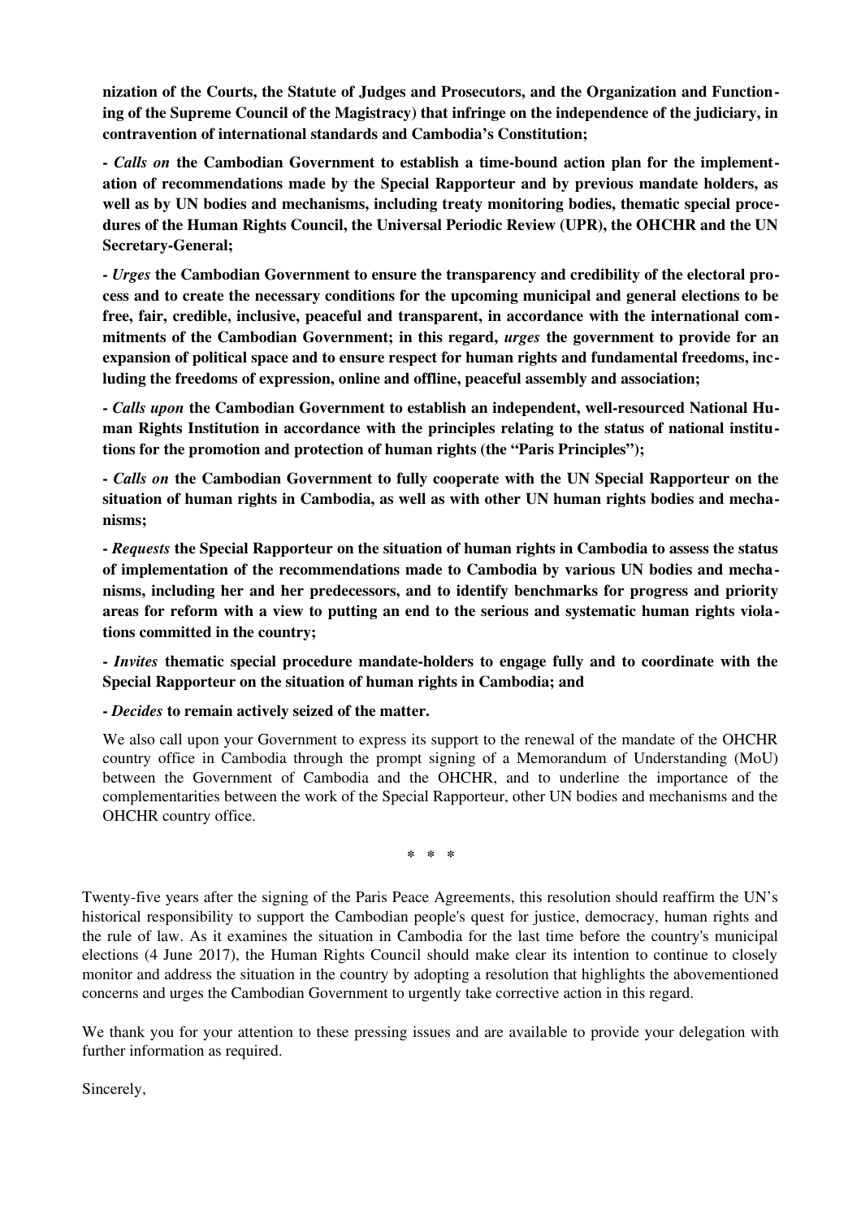**nization of the Courts, the Statute of Judges and Prosecutors, and the Organization and Functioning of the Supreme Council of the Magistracy) that infringe on the independence of the judiciary, in contravention of international standards and Cambodia's Constitution;**

**-** ***Calls on*** **the Cambodian Government to establish a time-bound action plan for the implementation of recommendations made by the Special Rapporteur and by previous mandate holders, as well as by UN bodies and mechanisms, including treaty monitoring bodies, thematic special procedures of the Human Rights Council, the Universal Periodic Review (UPR), the OHCHR and the UN Secretary-General;**

**-** ***Urges*** **the Cambodian Government to ensure the transparency and credibility of the electoral process and to create the necessary conditions for the upcoming municipal and general elections to be free, fair, credible, inclusive, peaceful and transparent, in accordance with the international commitments of the Cambodian Government; in this regard,** ***urges*** **the government to provide for an expansion of political space and to ensure respect for human rights and fundamental freedoms, including the freedoms of expression, online and offline, peaceful assembly and association;**

**-** ***Calls upon*** **the Cambodian Government to establish an independent, well-resourced National Human Rights Institution in accordance with the principles relating to the status of national institutions for the promotion and protection of human rights (the "Paris Principles");**

**-** ***Calls on*** **the Cambodian Government to fully cooperate with the UN Special Rapporteur on the situation of human rights in Cambodia, as well as with other UN human rights bodies and mechanisms;**

**-** ***Requests*** **the Special Rapporteur on the situation of human rights in Cambodia to assess the status of implementation of the recommendations made to Cambodia by various UN bodies and mechanisms, including her and her predecessors, and to identify benchmarks for progress and priority areas for reform with a view to putting an end to the serious and systematic human rights violations committed in the country;**

**-** ***Invites*** **thematic special procedure mandate-holders to engage fully and to coordinate with the Special Rapporteur on the situation of human rights in Cambodia; and**

**-** ***Decides*** **to remain actively seized of the matter.**

We also call upon your Government to express its support to the renewal of the mandate of the OHCHR country office in Cambodia through the prompt signing of a Memorandum of Understanding (MoU) between the Government of Cambodia and the OHCHR, and to underline the importance of the complementarities between the work of the Special Rapporteur, other UN bodies and mechanisms and the OHCHR country office.

\* \* \*

Twenty-five years after the signing of the Paris Peace Agreements, this resolution should reaffirm the UN's historical responsibility to support the Cambodian people's quest for justice, democracy, human rights and the rule of law. As it examines the situation in Cambodia for the last time before the country's municipal elections (4 June 2017), the Human Rights Council should make clear its intention to continue to closely monitor and address the situation in the country by adopting a resolution that highlights the abovementioned concerns and urges the Cambodian Government to urgently take corrective action in this regard.

We thank you for your attention to these pressing issues and are available to provide your delegation with further information as required.

Sincerely,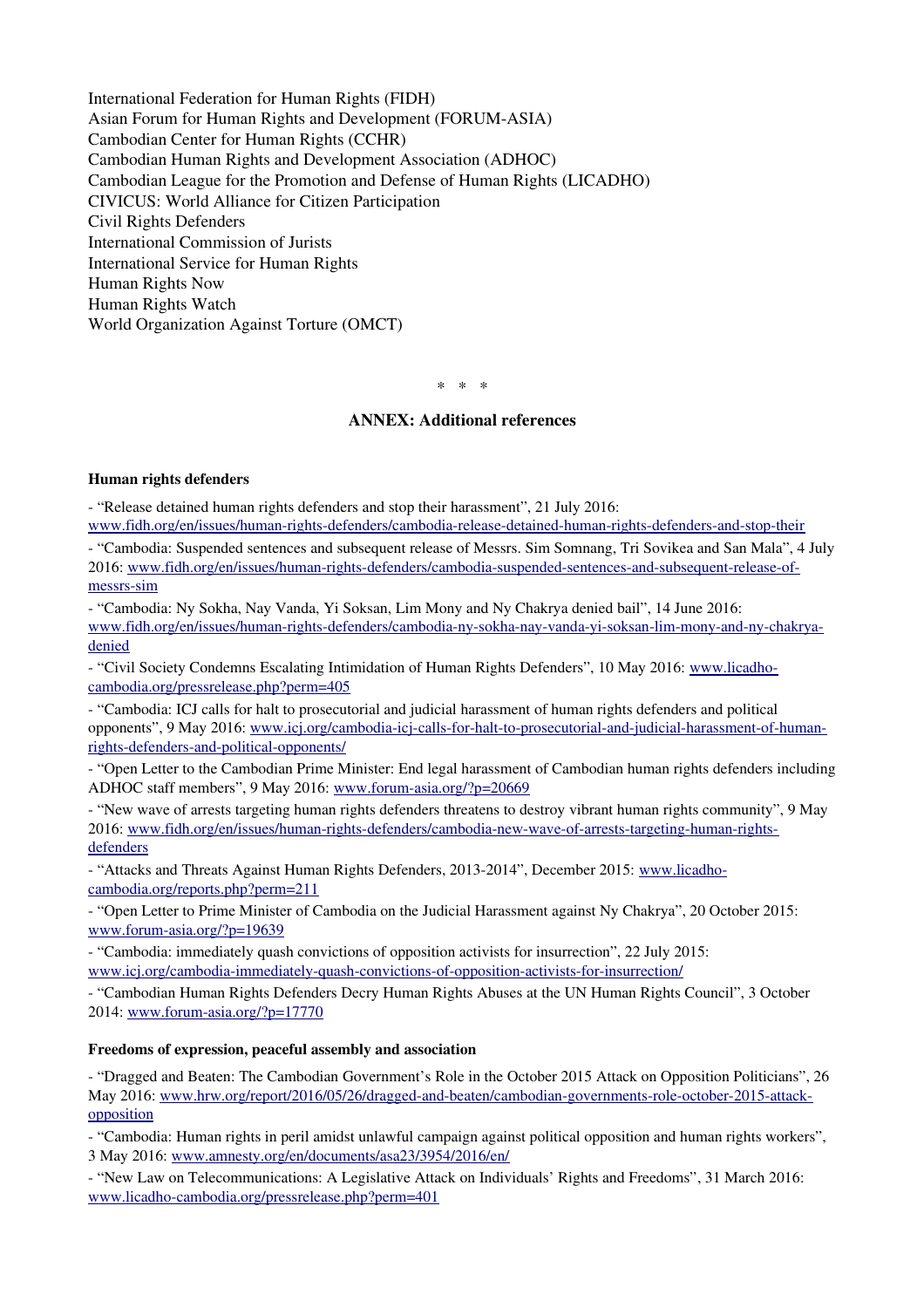International Federation for Human Rights (FIDH)
Asian Forum for Human Rights and Development (FORUM-ASIA)
Cambodian Center for Human Rights (CCHR)
Cambodian Human Rights and Development Association (ADHOC)
Cambodian League for the Promotion and Defense of Human Rights (LICADHO)
CIVICUS: World Alliance for Citizen Participation
Civil Rights Defenders
International Commission of Jurists
International Service for Human Rights
Human Rights Now
Human Rights Watch
World Organization Against Torture (OMCT)

\* \* \*

## ANNEX: Additional references

### Human rights defenders

- "Release detained human rights defenders and stop their harassment", 21 July 2016: www.fidh.org/en/issues/human-rights-defenders/cambodia-release-detained-human-rights-defenders-and-stop-their
- "Cambodia: Suspended sentences and subsequent release of Messrs. Sim Somnang, Tri Sovikea and San Mala", 4 July 2016: www.fidh.org/en/issues/human-rights-defenders/cambodia-suspended-sentences-and-subsequent-release-of-messrs-sim
- "Cambodia: Ny Sokha, Nay Vanda, Yi Soksan, Lim Mony and Ny Chakrya denied bail", 14 June 2016: www.fidh.org/en/issues/human-rights-defenders/cambodia-ny-sokha-nay-vanda-yi-soksan-lim-mony-and-ny-chakrya-denied
- "Civil Society Condemns Escalating Intimidation of Human Rights Defenders", 10 May 2016: www.licadho-cambodia.org/pressrelease.php?perm=405
- "Cambodia: ICJ calls for halt to prosecutorial and judicial harassment of human rights defenders and political opponents", 9 May 2016: www.icj.org/cambodia-icj-calls-for-halt-to-prosecutorial-and-judicial-harassment-of-human-rights-defenders-and-political-opponents/
- "Open Letter to the Cambodian Prime Minister: End legal harassment of Cambodian human rights defenders including ADHOC staff members", 9 May 2016: www.forum-asia.org/?p=20669
- "New wave of arrests targeting human rights defenders threatens to destroy vibrant human rights community", 9 May 2016: www.fidh.org/en/issues/human-rights-defenders/cambodia-new-wave-of-arrests-targeting-human-rights-defenders
- "Attacks and Threats Against Human Rights Defenders, 2013-2014", December 2015: www.licadho-cambodia.org/reports.php?perm=211
- "Open Letter to Prime Minister of Cambodia on the Judicial Harassment against Ny Chakrya", 20 October 2015: www.forum-asia.org/?p=19639
- "Cambodia: immediately quash convictions of opposition activists for insurrection", 22 July 2015: www.icj.org/cambodia-immediately-quash-convictions-of-opposition-activists-for-insurrection/
- "Cambodian Human Rights Defenders Decry Human Rights Abuses at the UN Human Rights Council", 3 October 2014: www.forum-asia.org/?p=17770

### Freedoms of expression, peaceful assembly and association

- "Dragged and Beaten: The Cambodian Government's Role in the October 2015 Attack on Opposition Politicians", 26 May 2016: www.hrw.org/report/2016/05/26/dragged-and-beaten/cambodian-governments-role-october-2015-attack-opposition
- "Cambodia: Human rights in peril amidst unlawful campaign against political opposition and human rights workers", 3 May 2016: www.amnesty.org/en/documents/asa23/3954/2016/en/
- "New Law on Telecommunications: A Legislative Attack on Individuals' Rights and Freedoms", 31 March 2016: www.licadho-cambodia.org/pressrelease.php?perm=401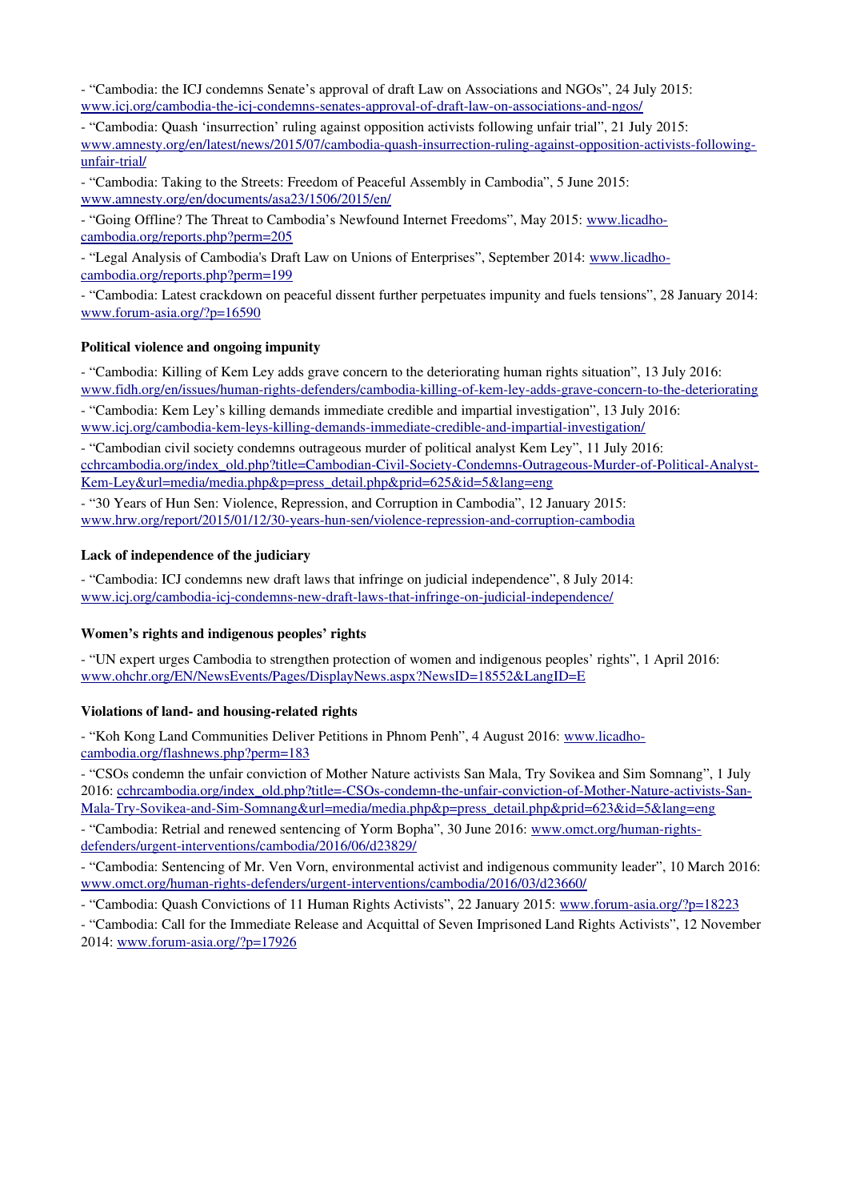- "Cambodia: the ICJ condemns Senate's approval of draft Law on Associations and NGOs", 24 July 2015: www.icj.org/cambodia-the-icj-condemns-senates-approval-of-draft-law-on-associations-and-ngos/

- "Cambodia: Quash 'insurrection' ruling against opposition activists following unfair trial", 21 July 2015: www.amnesty.org/en/latest/news/2015/07/cambodia-quash-insurrection-ruling-against-opposition-activists-following-unfair-trial/

- "Cambodia: Taking to the Streets: Freedom of Peaceful Assembly in Cambodia", 5 June 2015: www.amnesty.org/en/documents/asa23/1506/2015/en/

- "Going Offline? The Threat to Cambodia's Newfound Internet Freedoms", May 2015: www.licadho-cambodia.org/reports.php?perm=205

- "Legal Analysis of Cambodia's Draft Law on Unions of Enterprises", September 2014: www.licadho-cambodia.org/reports.php?perm=199

- "Cambodia: Latest crackdown on peaceful dissent further perpetuates impunity and fuels tensions", 28 January 2014: www.forum-asia.org/?p=16590

**Political violence and ongoing impunity**

- "Cambodia: Killing of Kem Ley adds grave concern to the deteriorating human rights situation", 13 July 2016: www.fidh.org/en/issues/human-rights-defenders/cambodia-killing-of-kem-ley-adds-grave-concern-to-the-deteriorating

- "Cambodia: Kem Ley's killing demands immediate credible and impartial investigation", 13 July 2016: www.icj.org/cambodia-kem-leys-killing-demands-immediate-credible-and-impartial-investigation/

- "Cambodian civil society condemns outrageous murder of political analyst Kem Ley", 11 July 2016: cchrcambodia.org/index_old.php?title=Cambodian-Civil-Society-Condemns-Outrageous-Murder-of-Political-Analyst-Kem-Ley&url=media/media.php&p=press_detail.php&prid=625&id=5&lang=eng

- "30 Years of Hun Sen: Violence, Repression, and Corruption in Cambodia", 12 January 2015: www.hrw.org/report/2015/01/12/30-years-hun-sen/violence-repression-and-corruption-cambodia

**Lack of independence of the judiciary**

- "Cambodia: ICJ condemns new draft laws that infringe on judicial independence", 8 July 2014: www.icj.org/cambodia-icj-condemns-new-draft-laws-that-infringe-on-judicial-independence/

**Women's rights and indigenous peoples' rights**

- "UN expert urges Cambodia to strengthen protection of women and indigenous peoples' rights", 1 April 2016: www.ohchr.org/EN/NewsEvents/Pages/DisplayNews.aspx?NewsID=18552&LangID=E

**Violations of land- and housing-related rights**

- "Koh Kong Land Communities Deliver Petitions in Phnom Penh", 4 August 2016: www.licadho-cambodia.org/flashnews.php?perm=183

- "CSOs condemn the unfair conviction of Mother Nature activists San Mala, Try Sovikea and Sim Somnang", 1 July 2016: cchrcambodia.org/index_old.php?title=-CSOs-condemn-the-unfair-conviction-of-Mother-Nature-activists-San-Mala-Try-Sovikea-and-Sim-Somnang&url=media/media.php&p=press_detail.php&prid=623&id=5&lang=eng

- "Cambodia: Retrial and renewed sentencing of Yorm Bopha", 30 June 2016: www.omct.org/human-rights-defenders/urgent-interventions/cambodia/2016/06/d23829/

- "Cambodia: Sentencing of Mr. Ven Vorn, environmental activist and indigenous community leader", 10 March 2016: www.omct.org/human-rights-defenders/urgent-interventions/cambodia/2016/03/d23660/

- "Cambodia: Quash Convictions of 11 Human Rights Activists", 22 January 2015: www.forum-asia.org/?p=18223

- "Cambodia: Call for the Immediate Release and Acquittal of Seven Imprisoned Land Rights Activists", 12 November 2014: www.forum-asia.org/?p=17926